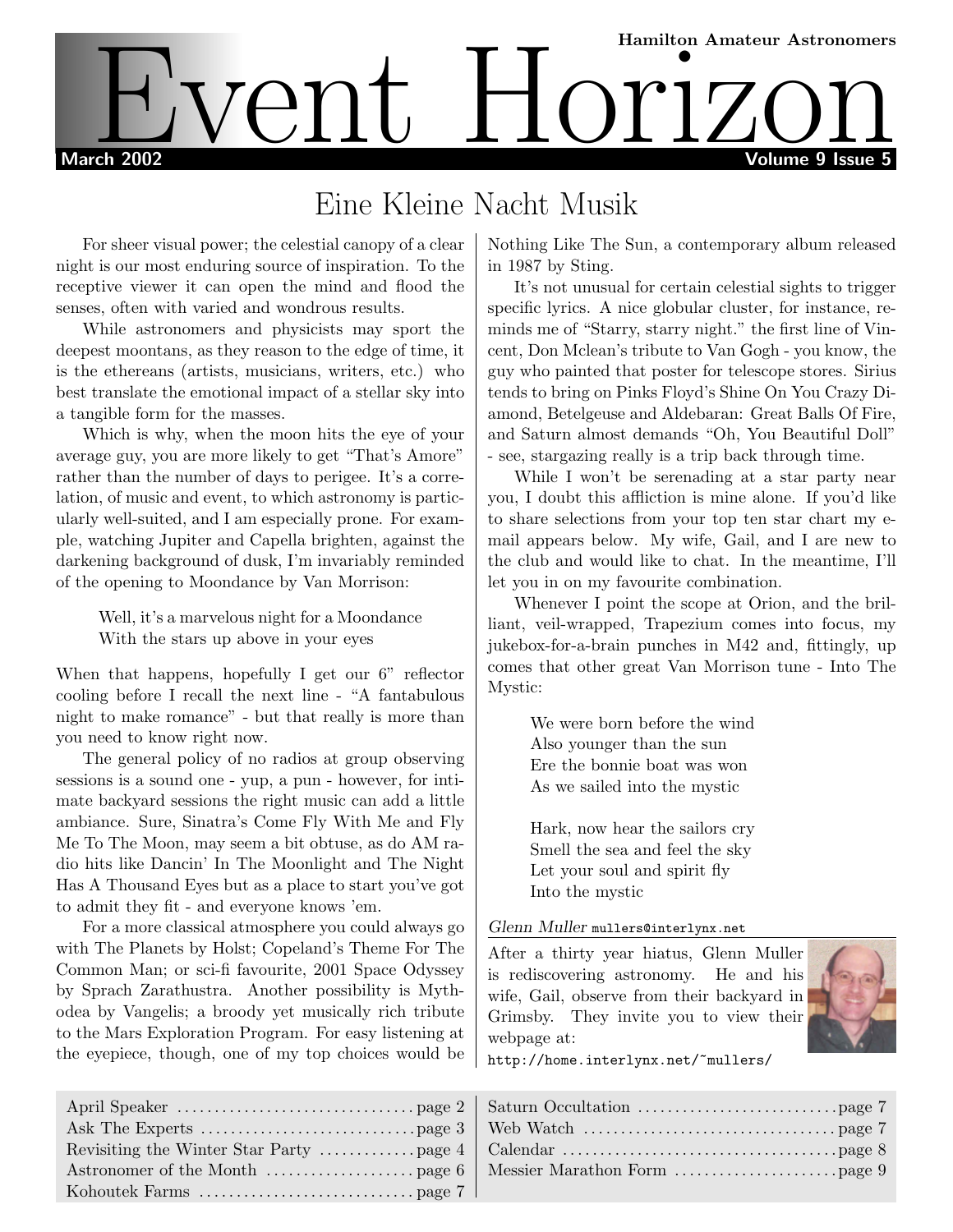Hamilton Amateur Astronomers

# Event Horizon

March 2002 — Volume 9 Issue 5

## Eine Kleine Nacht Musik

For sheer visual power; the celestial canopy of a clear night is our most enduring source of inspiration. To the receptive viewer it can open the mind and flood the senses, often with varied and wondrous results.

While astronomers and physicists may sport the deepest moontans, as they reason to the edge of time, it is the ethereans (artists, musicians, writers, etc.) who best translate the emotional impact of a stellar sky into a tangible form for the masses.

Which is why, when the moon hits the eye of your average guy, you are more likely to get "That's Amore" rather than the number of days to perigee. It's a correlation, of music and event, to which astronomy is particularly well-suited, and I am especially prone. For example, watching Jupiter and Capella brighten, against the darkening background of dusk, I'm invariably reminded of the opening to Moondance by Van Morrison:

> Well, it's a marvelous night for a Moondance
> With the stars up above in your eyes

When that happens, hopefully I get our 6" reflector cooling before I recall the next line - "A fantabulous night to make romance" - but that really is more than you need to know right now.

The general policy of no radios at group observing sessions is a sound one - yup, a pun - however, for intimate backyard sessions the right music can add a little ambiance. Sure, Sinatra's Come Fly With Me and Fly Me To The Moon, may seem a bit obtuse, as do AM radio hits like Dancin' In The Moonlight and The Night Has A Thousand Eyes but as a place to start you've got to admit they fit - and everyone knows 'em.

For a more classical atmosphere you could always go with The Planets by Holst; Copeland's Theme For The Common Man; or sci-fi favourite, 2001 Space Odyssey by Sprach Zarathustra. Another possibility is Mythodea by Vangelis; a broody yet musically rich tribute to the Mars Exploration Program. For easy listening at the eyepiece, though, one of my top choices would be Nothing Like The Sun, a contemporary album released in 1987 by Sting.

It's not unusual for certain celestial sights to trigger specific lyrics. A nice globular cluster, for instance, reminds me of "Starry, starry night." the first line of Vincent, Don Mclean's tribute to Van Gogh - you know, the guy who painted that poster for telescope stores. Sirius tends to bring on Pinks Floyd's Shine On You Crazy Diamond, Betelgeuse and Aldebaran: Great Balls Of Fire, and Saturn almost demands "Oh, You Beautiful Doll" - see, stargazing really is a trip back through time.

While I won't be serenading at a star party near you, I doubt this affliction is mine alone. If you'd like to share selections from your top ten star chart my e-mail appears below. My wife, Gail, and I are new to the club and would like to chat. In the meantime, I'll let you in on my favourite combination.

Whenever I point the scope at Orion, and the brilliant, veil-wrapped, Trapezium comes into focus, my jukebox-for-a-brain punches in M42 and, fittingly, up comes that other great Van Morrison tune - Into The Mystic:

> We were born before the wind
> Also younger than the sun
> Ere the bonnie boat was won
> As we sailed into the mystic
>
> Hark, now hear the sailors cry
> Smell the sea and feel the sky
> Let your soul and spirit fly
> Into the mystic

*Glenn Muller* mullers@interlynx.net

After a thirty year hiatus, Glenn Muller is rediscovering astronomy. He and his wife, Gail, observe from their backyard in Grimsby. They invite you to view their webpage at: http://home.interlynx.net/~mullers/

| | |
|---|---|
| April Speaker ..... page 2 | Saturn Occultation ..... page 7 |
| Ask The Experts ..... page 3 | Web Watch ..... page 7 |
| Revisiting the Winter Star Party ..... page 4 | Calendar ..... page 8 |
| Astronomer of the Month ..... page 6 | Messier Marathon Form ..... page 9 |
| Kohoutek Farms ..... page 7 | |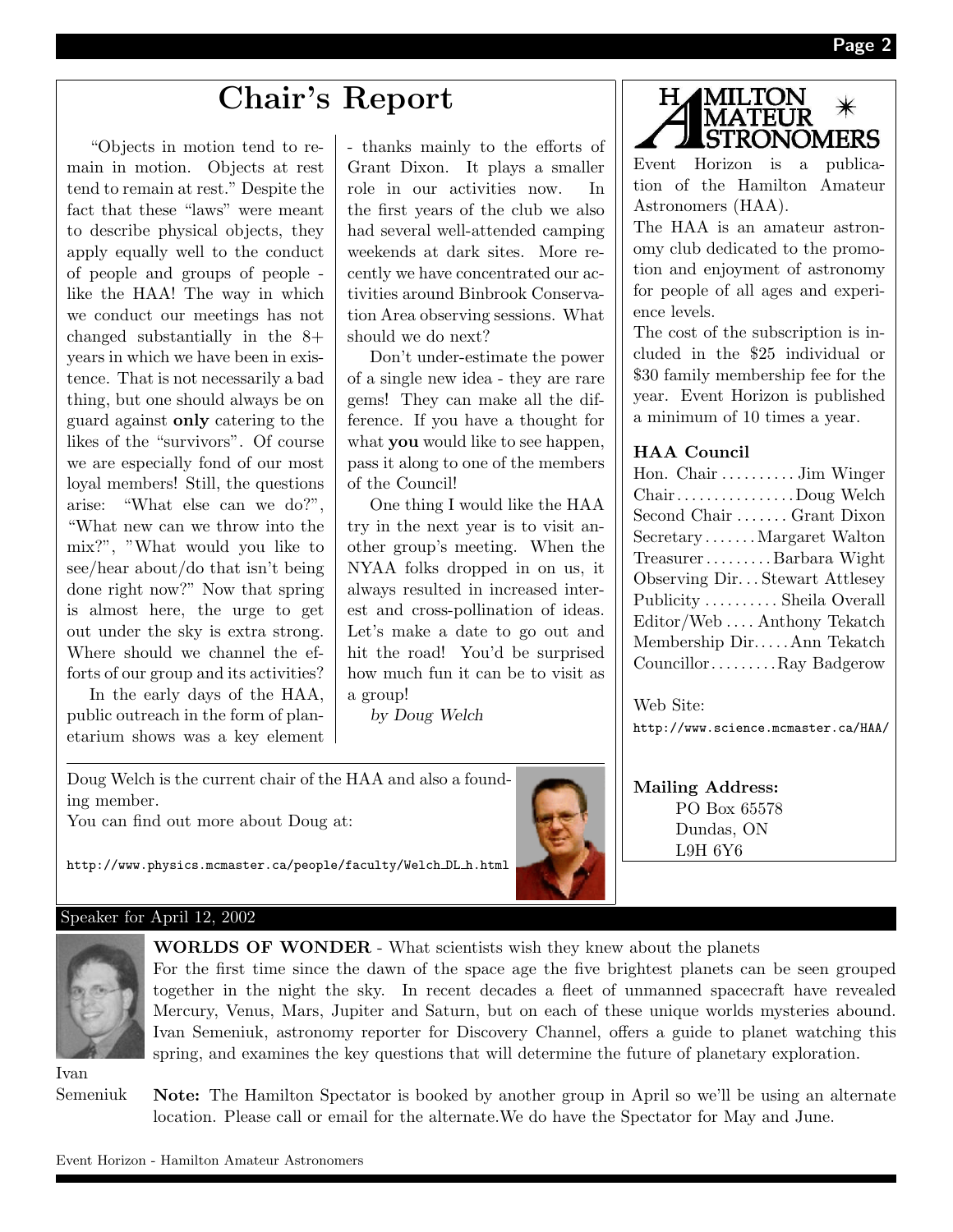# Chair's Report

"Objects in motion tend to remain in motion. Objects at rest tend to remain at rest." Despite the fact that these "laws" were meant to describe physical objects, they apply equally well to the conduct of people and groups of people - like the HAA! The way in which we conduct our meetings has not changed substantially in the 8+ years in which we have been in existence. That is not necessarily a bad thing, but one should always be on guard against **only** catering to the likes of the "survivors". Of course we are especially fond of our most loyal members! Still, the questions arise: "What else can we do?", "What new can we throw into the mix?", "What would you like to see/hear about/do that isn't being done right now?" Now that spring is almost here, the urge to get out under the sky is extra strong. Where should we channel the efforts of our group and its activities?

In the early days of the HAA, public outreach in the form of planetarium shows was a key element - thanks mainly to the efforts of Grant Dixon. It plays a smaller role in our activities now. In the first years of the club we also had several well-attended camping weekends at dark sites. More recently we have concentrated our activities around Binbrook Conservation Area observing sessions. What should we do next?

Don't under-estimate the power of a single new idea - they are rare gems! They can make all the difference. If you have a thought for what **you** would like to see happen, pass it along to one of the members of the Council!

One thing I would like the HAA try in the next year is to visit another group's meeting. When the NYAA folks dropped in on us, it always resulted in increased interest and cross-pollination of ideas. Let's make a date to go out and hit the road! You'd be surprised how much fun it can be to visit as a group!

*by Doug Welch*

Doug Welch is the current chair of the HAA and also a founding member.
You can find out more about Doug at:

http://www.physics.mcmaster.ca/people/faculty/Welch_DL_h.html

---

**HAMILTON AMATEUR ASTRONOMERS**

Event Horizon is a publication of the Hamilton Amateur Astronomers (HAA).

The HAA is an amateur astronomy club dedicated to the promotion and enjoyment of astronomy for people of all ages and experience levels.

The cost of the subscription is included in the $25 individual or $30 family membership fee for the year. Event Horizon is published a minimum of 10 times a year.

### HAA Council

| | |
|---|---|
| Hon. Chair | Jim Winger |
| Chair | Doug Welch |
| Second Chair | Grant Dixon |
| Secretary | Margaret Walton |
| Treasurer | Barbara Wight |
| Observing Dir. | Stewart Attlesey |
| Publicity | Sheila Overall |
| Editor/Web | Anthony Tekatch |
| Membership Dir. | Ann Tekatch |
| Councillor | Ray Badgerow |

Web Site:
http://www.science.mcmaster.ca/HAA/

**Mailing Address:**
PO Box 65578
Dundas, ON
L9H 6Y6

---

Speaker for April 12, 2002

**WORLDS OF WONDER** - What scientists wish they knew about the planets

For the first time since the dawn of the space age the five brightest planets can be seen grouped together in the night the sky. In recent decades a fleet of unmanned spacecraft have revealed Mercury, Venus, Mars, Jupiter and Saturn, but on each of these unique worlds mysteries abound. Ivan Semeniuk, astronomy reporter for Discovery Channel, offers a guide to planet watching this spring, and examines the key questions that will determine the future of planetary exploration.

Ivan Semeniuk

**Note:** The Hamilton Spectator is booked by another group in April so we'll be using an alternate location. Please call or email for the alternate.We do have the Spectator for May and June.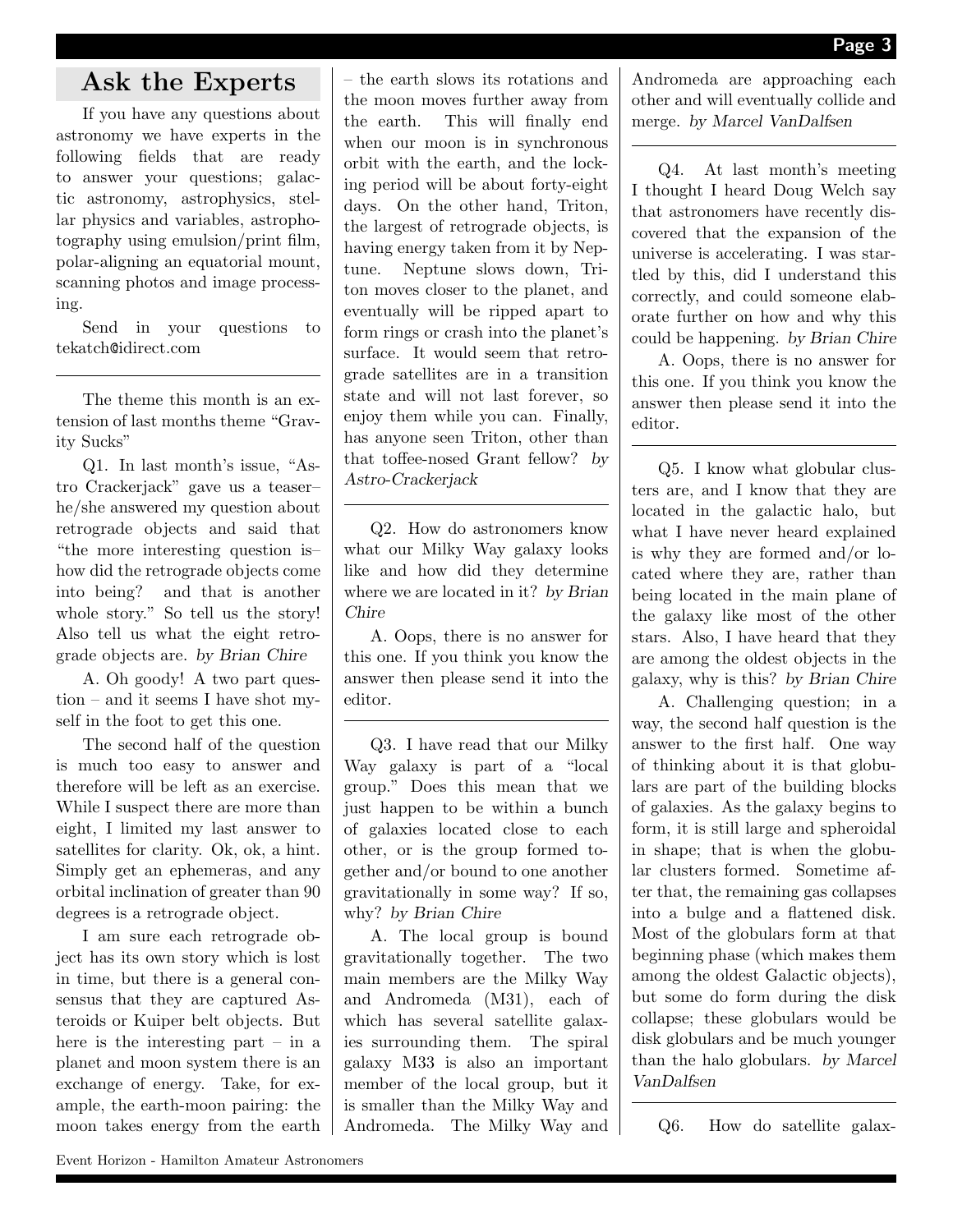## Ask the Experts

If you have any questions about astronomy we have experts in the following fields that are ready to answer your questions; galactic astronomy, astrophysics, stellar physics and variables, astrophotography using emulsion/print film, polar-aligning an equatorial mount, scanning photos and image processing.

Send in your questions to tekatch@idirect.com

---

The theme this month is an extension of last months theme "Gravity Sucks"

Q1. In last month's issue, "Astro Crackerjack" gave us a teaser– he/she answered my question about retrograde objects and said that "the more interesting question is– how did the retrograde objects come into being? and that is another whole story." So tell us the story! Also tell us what the eight retrograde objects are. *by Brian Chire*

A. Oh goody! A two part question – and it seems I have shot myself in the foot to get this one.

The second half of the question is much too easy to answer and therefore will be left as an exercise. While I suspect there are more than eight, I limited my last answer to satellites for clarity. Ok, ok, a hint. Simply get an ephemeras, and any orbital inclination of greater than 90 degrees is a retrograde object.

I am sure each retrograde object has its own story which is lost in time, but there is a general consensus that they are captured Asteroids or Kuiper belt objects. But here is the interesting part – in a planet and moon system there is an exchange of energy. Take, for example, the earth-moon pairing: the moon takes energy from the earth – the earth slows its rotations and the moon moves further away from the earth. This will finally end when our moon is in synchronous orbit with the earth, and the locking period will be about forty-eight days. On the other hand, Triton, the largest of retrograde objects, is having energy taken from it by Neptune. Neptune slows down, Triton moves closer to the planet, and eventually will be ripped apart to form rings or crash into the planet's surface. It would seem that retrograde satellites are in a transition state and will not last forever, so enjoy them while you can. Finally, has anyone seen Triton, other than that toffee-nosed Grant fellow? *by Astro-Crackerjack*

---

Q2. How do astronomers know what our Milky Way galaxy looks like and how did they determine where we are located in it? *by Brian Chire*

A. Oops, there is no answer for this one. If you think you know the answer then please send it into the editor.

---

Q3. I have read that our Milky Way galaxy is part of a "local group." Does this mean that we just happen to be within a bunch of galaxies located close to each other, or is the group formed together and/or bound to one another gravitationally in some way? If so, why? *by Brian Chire*

A. The local group is bound gravitationally together. The two main members are the Milky Way and Andromeda (M31), each of which has several satellite galaxies surrounding them. The spiral galaxy M33 is also an important member of the local group, but it is smaller than the Milky Way and Andromeda. The Milky Way and Andromeda are approaching each other and will eventually collide and merge. *by Marcel VanDalfsen*

---

Q4. At last month's meeting I thought I heard Doug Welch say that astronomers have recently discovered that the expansion of the universe is accelerating. I was startled by this, did I understand this correctly, and could someone elaborate further on how and why this could be happening. *by Brian Chire*

A. Oops, there is no answer for this one. If you think you know the answer then please send it into the editor.

---

Q5. I know what globular clusters are, and I know that they are located in the galactic halo, but what I have never heard explained is why they are formed and/or located where they are, rather than being located in the main plane of the galaxy like most of the other stars. Also, I have heard that they are among the oldest objects in the galaxy, why is this? *by Brian Chire*

A. Challenging question; in a way, the second half question is the answer to the first half. One way of thinking about it is that globulars are part of the building blocks of galaxies. As the galaxy begins to form, it is still large and spheroidal in shape; that is when the globular clusters formed. Sometime after that, the remaining gas collapses into a bulge and a flattened disk. Most of the globulars form at that beginning phase (which makes them among the oldest Galactic objects), but some do form during the disk collapse; these globulars would be disk globulars and be much younger than the halo globulars. *by Marcel VanDalfsen*

---

Q6. How do satellite galax-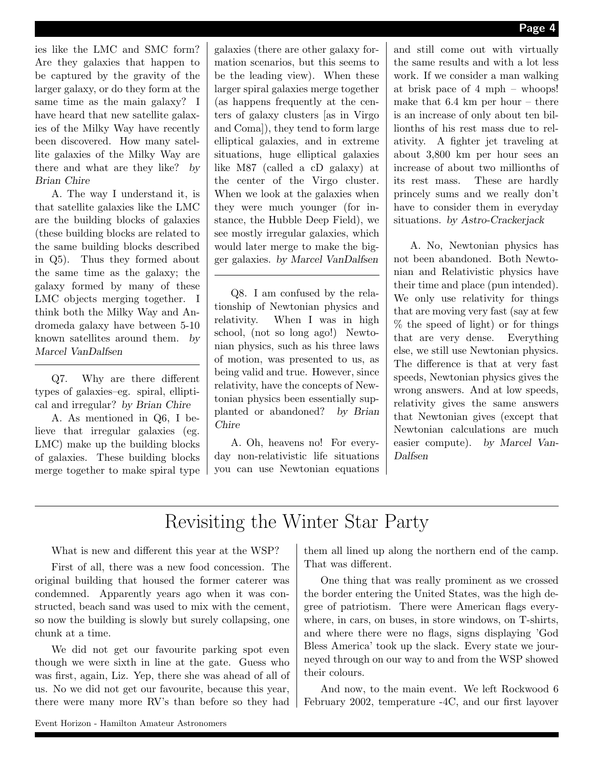ies like the LMC and SMC form? Are they galaxies that happen to be captured by the gravity of the larger galaxy, or do they form at the same time as the main galaxy? I have heard that new satellite galaxies of the Milky Way have recently been discovered. How many satellite galaxies of the Milky Way are there and what are they like? *by Brian Chire*

A. The way I understand it, is that satellite galaxies like the LMC are the building blocks of galaxies (these building blocks are related to the same building blocks described in Q5). Thus they formed about the same time as the galaxy; the galaxy formed by many of these LMC objects merging together. I think both the Milky Way and Andromeda galaxy have between 5-10 known satellites around them. *by Marcel VanDalfsen*

---

Q7. Why are there different types of galaxies–eg. spiral, elliptical and irregular? *by Brian Chire*

A. As mentioned in Q6, I believe that irregular galaxies (eg. LMC) make up the building blocks of galaxies. These building blocks merge together to make spiral type galaxies (there are other galaxy formation scenarios, but this seems to be the leading view). When these larger spiral galaxies merge together (as happens frequently at the centers of galaxy clusters [as in Virgo and Coma]), they tend to form large elliptical galaxies, and in extreme situations, huge elliptical galaxies like M87 (called a cD galaxy) at the center of the Virgo cluster. When we look at the galaxies when they were much younger (for instance, the Hubble Deep Field), we see mostly irregular galaxies, which would later merge to make the bigger galaxies. *by Marcel VanDalfsen*

---

Q8. I am confused by the relationship of Newtonian physics and relativity. When I was in high school, (not so long ago!) Newtonian physics, such as his three laws of motion, was presented to us, as being valid and true. However, since relativity, have the concepts of Newtonian physics been essentially supplanted or abandoned? *by Brian Chire*

A. Oh, heavens no! For everyday non-relativistic life situations you can use Newtonian equations and still come out with virtually the same results and with a lot less work. If we consider a man walking at brisk pace of 4 mph – whoops! make that 6.4 km per hour – there is an increase of only about ten billionths of his rest mass due to relativity. A fighter jet traveling at about 3,800 km per hour sees an increase of about two millionths of its rest mass. These are hardly princely sums and we really don't have to consider them in everyday situations. *by Astro-Crackerjack*

A. No, Newtonian physics has not been abandoned. Both Newtonian and Relativistic physics have their time and place (pun intended). We only use relativity for things that are moving very fast (say at few % the speed of light) or for things that are very dense. Everything else, we still use Newtonian physics. The difference is that at very fast speeds, Newtonian physics gives the wrong answers. And at low speeds, relativity gives the same answers that Newtonian gives (except that Newtonian calculations are much easier compute). *by Marcel VanDalfsen*

---

# Revisiting the Winter Star Party

What is new and different this year at the WSP?

First of all, there was a new food concession. The original building that housed the former caterer was condemned. Apparently years ago when it was constructed, beach sand was used to mix with the cement, so now the building is slowly but surely collapsing, one chunk at a time.

We did not get our favourite parking spot even though we were sixth in line at the gate. Guess who was first, again, Liz. Yep, there she was ahead of all of us. No we did not get our favourite, because this year, there were many more RV's than before so they had them all lined up along the northern end of the camp. That was different.

One thing that was really prominent as we crossed the border entering the United States, was the high degree of patriotism. There were American flags everywhere, in cars, on buses, in store windows, on T-shirts, and where there were no flags, signs displaying 'God Bless America' took up the slack. Every state we journeyed through on our way to and from the WSP showed their colours.

And now, to the main event. We left Rockwood 6 February 2002, temperature -4C, and our first layover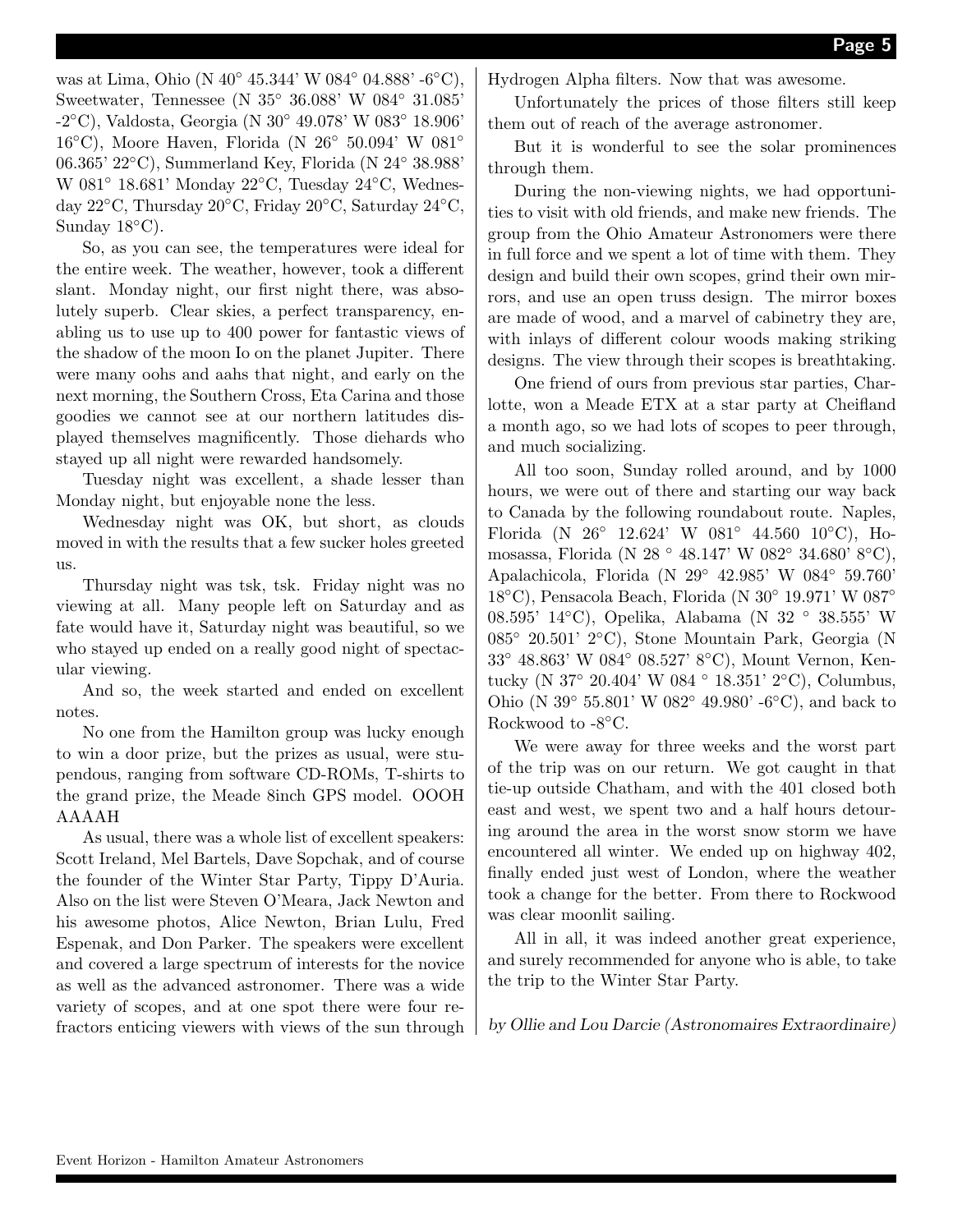was at Lima, Ohio (N 40° 45.344' W 084° 04.888' -6°C), Sweetwater, Tennessee (N 35° 36.088' W 084° 31.085' -2°C), Valdosta, Georgia (N 30° 49.078' W 083° 18.906' 16°C), Moore Haven, Florida (N 26° 50.094' W 081° 06.365' 22°C), Summerland Key, Florida (N 24° 38.988' W 081° 18.681' Monday 22°C, Tuesday 24°C, Wednesday 22°C, Thursday 20°C, Friday 20°C, Saturday 24°C, Sunday 18°C).

So, as you can see, the temperatures were ideal for the entire week. The weather, however, took a different slant. Monday night, our first night there, was absolutely superb. Clear skies, a perfect transparency, enabling us to use up to 400 power for fantastic views of the shadow of the moon Io on the planet Jupiter. There were many oohs and aahs that night, and early on the next morning, the Southern Cross, Eta Carina and those goodies we cannot see at our northern latitudes displayed themselves magnificently. Those diehards who stayed up all night were rewarded handsomely.

Tuesday night was excellent, a shade lesser than Monday night, but enjoyable none the less.

Wednesday night was OK, but short, as clouds moved in with the results that a few sucker holes greeted us.

Thursday night was tsk, tsk. Friday night was no viewing at all. Many people left on Saturday and as fate would have it, Saturday night was beautiful, so we who stayed up ended on a really good night of spectacular viewing.

And so, the week started and ended on excellent notes.

No one from the Hamilton group was lucky enough to win a door prize, but the prizes as usual, were stupendous, ranging from software CD-ROMs, T-shirts to the grand prize, the Meade 8inch GPS model. OOOH AAAAH

As usual, there was a whole list of excellent speakers: Scott Ireland, Mel Bartels, Dave Sopchak, and of course the founder of the Winter Star Party, Tippy D'Auria. Also on the list were Steven O'Meara, Jack Newton and his awesome photos, Alice Newton, Brian Lulu, Fred Espenak, and Don Parker. The speakers were excellent and covered a large spectrum of interests for the novice as well as the advanced astronomer. There was a wide variety of scopes, and at one spot there were four refractors enticing viewers with views of the sun through Hydrogen Alpha filters. Now that was awesome.

Unfortunately the prices of those filters still keep them out of reach of the average astronomer.

But it is wonderful to see the solar prominences through them.

During the non-viewing nights, we had opportunities to visit with old friends, and make new friends. The group from the Ohio Amateur Astronomers were there in full force and we spent a lot of time with them. They design and build their own scopes, grind their own mirrors, and use an open truss design. The mirror boxes are made of wood, and a marvel of cabinetry they are, with inlays of different colour woods making striking designs. The view through their scopes is breathtaking.

One friend of ours from previous star parties, Charlotte, won a Meade ETX at a star party at Cheifland a month ago, so we had lots of scopes to peer through, and much socializing.

All too soon, Sunday rolled around, and by 1000 hours, we were out of there and starting our way back to Canada by the following roundabout route. Naples, Florida (N 26° 12.624' W 081° 44.560 10°C), Homosassa, Florida (N 28 ° 48.147' W 082° 34.680' 8°C), Apalachicola, Florida (N 29° 42.985' W 084° 59.760' 18°C), Pensacola Beach, Florida (N 30° 19.971' W 087° 08.595' 14°C), Opelika, Alabama (N 32 ° 38.555' W 085° 20.501' 2°C), Stone Mountain Park, Georgia (N 33° 48.863' W 084° 08.527' 8°C), Mount Vernon, Kentucky (N 37° 20.404' W 084 ° 18.351' 2°C), Columbus, Ohio (N 39° 55.801' W 082° 49.980' -6°C), and back to Rockwood to -8°C.

We were away for three weeks and the worst part of the trip was on our return. We got caught in that tie-up outside Chatham, and with the 401 closed both east and west, we spent two and a half hours detouring around the area in the worst snow storm we have encountered all winter. We ended up on highway 402, finally ended just west of London, where the weather took a change for the better. From there to Rockwood was clear moonlit sailing.

All in all, it was indeed another great experience, and surely recommended for anyone who is able, to take the trip to the Winter Star Party.

*by Ollie and Lou Darcie (Astronomaires Extraordinaire)*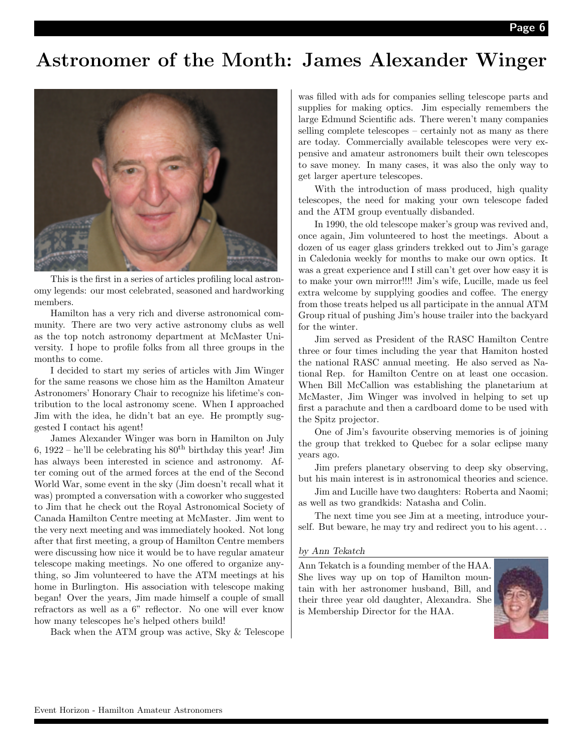# Astronomer of the Month: James Alexander Winger

This is the first in a series of articles profiling local astronomy legends: our most celebrated, seasoned and hardworking members.

Hamilton has a very rich and diverse astronomical community. There are two very active astronomy clubs as well as the top notch astronomy department at McMaster University. I hope to profile folks from all three groups in the months to come.

I decided to start my series of articles with Jim Winger for the same reasons we chose him as the Hamilton Amateur Astronomers' Honorary Chair to recognize his lifetime's contribution to the local astronomy scene. When I approached Jim with the idea, he didn't bat an eye. He promptly suggested I contact his agent!

James Alexander Winger was born in Hamilton on July 6, 1922 – he'll be celebrating his 80th birthday this year! Jim has always been interested in science and astronomy. After coming out of the armed forces at the end of the Second World War, some event in the sky (Jim doesn't recall what it was) prompted a conversation with a coworker who suggested to Jim that he check out the Royal Astronomical Society of Canada Hamilton Centre meeting at McMaster. Jim went to the very next meeting and was immediately hooked. Not long after that first meeting, a group of Hamilton Centre members were discussing how nice it would be to have regular amateur telescope making meetings. No one offered to organize anything, so Jim volunteered to have the ATM meetings at his home in Burlington. His association with telescope making began! Over the years, Jim made himself a couple of small refractors as well as a 6" reflector. No one will ever know how many telescopes he's helped others build!

Back when the ATM group was active, Sky & Telescope was filled with ads for companies selling telescope parts and supplies for making optics. Jim especially remembers the large Edmund Scientific ads. There weren't many companies selling complete telescopes – certainly not as many as there are today. Commercially available telescopes were very expensive and amateur astronomers built their own telescopes to save money. In many cases, it was also the only way to get larger aperture telescopes.

With the introduction of mass produced, high quality telescopes, the need for making your own telescope faded and the ATM group eventually disbanded.

In 1990, the old telescope maker's group was revived and, once again, Jim volunteered to host the meetings. About a dozen of us eager glass grinders trekked out to Jim's garage in Caledonia weekly for months to make our own optics. It was a great experience and I still can't get over how easy it is to make your own mirror!!!! Jim's wife, Lucille, made us feel extra welcome by supplying goodies and coffee. The energy from those treats helped us all participate in the annual ATM Group ritual of pushing Jim's house trailer into the backyard for the winter.

Jim served as President of the RASC Hamilton Centre three or four times including the year that Hamiton hosted the national RASC annual meeting. He also served as National Rep. for Hamilton Centre on at least one occasion. When Bill McCallion was establishing the planetarium at McMaster, Jim Winger was involved in helping to set up first a parachute and then a cardboard dome to be used with the Spitz projector.

One of Jim's favourite observing memories is of joining the group that trekked to Quebec for a solar eclipse many years ago.

Jim prefers planetary observing to deep sky observing, but his main interest is in astronomical theories and science.

Jim and Lucille have two daughters: Roberta and Naomi; as well as two grandkids: Natasha and Colin.

The next time you see Jim at a meeting, introduce yourself. But beware, he may try and redirect you to his agent...

*by Ann Tekatch*

Ann Tekatch is a founding member of the HAA. She lives way up on top of Hamilton mountain with her astronomer husband, Bill, and their three year old daughter, Alexandra. She is Membership Director for the HAA.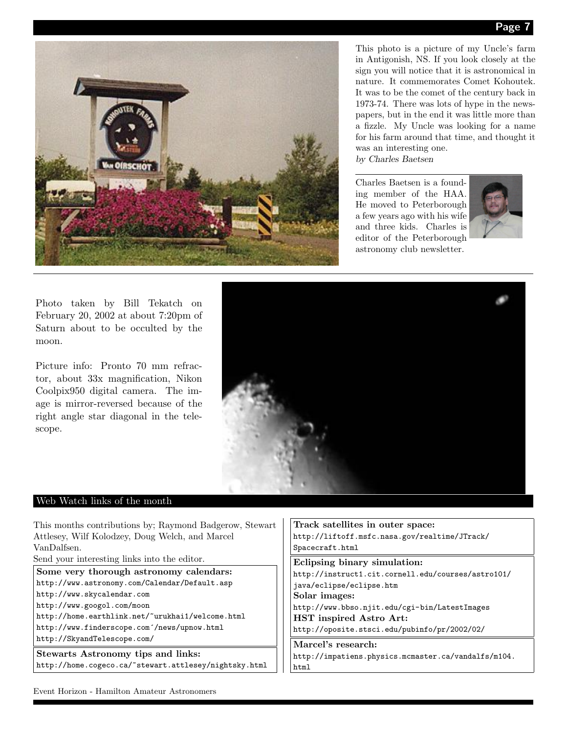This photo is a picture of my Uncle's farm in Antigonish, NS. If you look closely at the sign you will notice that it is astronomical in nature. It commemorates Comet Kohoutek. It was to be the comet of the century back in 1973-74. There was lots of hype in the newspapers, but in the end it was little more than a fizzle. My Uncle was looking for a name for his farm around that time, and thought it was an interesting one.

*by Charles Baetsen*

---

Charles Baetsen is a founding member of the HAA. He moved to Peterborough a few years ago with his wife and three kids. Charles is editor of the Peterborough astronomy club newsletter.

---

Photo taken by Bill Tekatch on February 20, 2002 at about 7:20pm of Saturn about to be occulted by the moon.

Picture info: Pronto 70 mm refractor, about 33x magnification, Nikon Coolpix950 digital camera. The image is mirror-reversed because of the right angle star diagonal in the telescope.

## Web Watch links of the month

This months contributions by; Raymond Badgerow, Stewart Attlesey, Wilf Kolodzey, Doug Welch, and Marcel VanDalfsen.

Send your interesting links into the editor.

**Some very thorough astronomy calendars:**

http://www.astronomy.com/Calendar/Default.asp
http://www.skycalendar.com
http://www.googol.com/moon
http://home.earthlink.net/~urukhai1/welcome.html
http://www.finderscope.com´/news/upnow.html
http://SkyandTelescope.com/

**Stewarts Astronomy tips and links:**

http://home.cogeco.ca/~stewart.attlesey/nightsky.html

**Track satellites in outer space:**

http://liftoff.msfc.nasa.gov/realtime/JTrack/Spacecraft.html

**Eclipsing binary simulation:**

http://instruct1.cit.cornell.edu/courses/astro101/java/eclipse/eclipse.htm

**Solar images:**

http://www.bbso.njit.edu/cgi-bin/LatestImages

**HST inspired Astro Art:**

http://oposite.stsci.edu/pubinfo/pr/2002/02/

**Marcel's research:**

http://impatiens.physics.mcmaster.ca/vandalfs/m104.html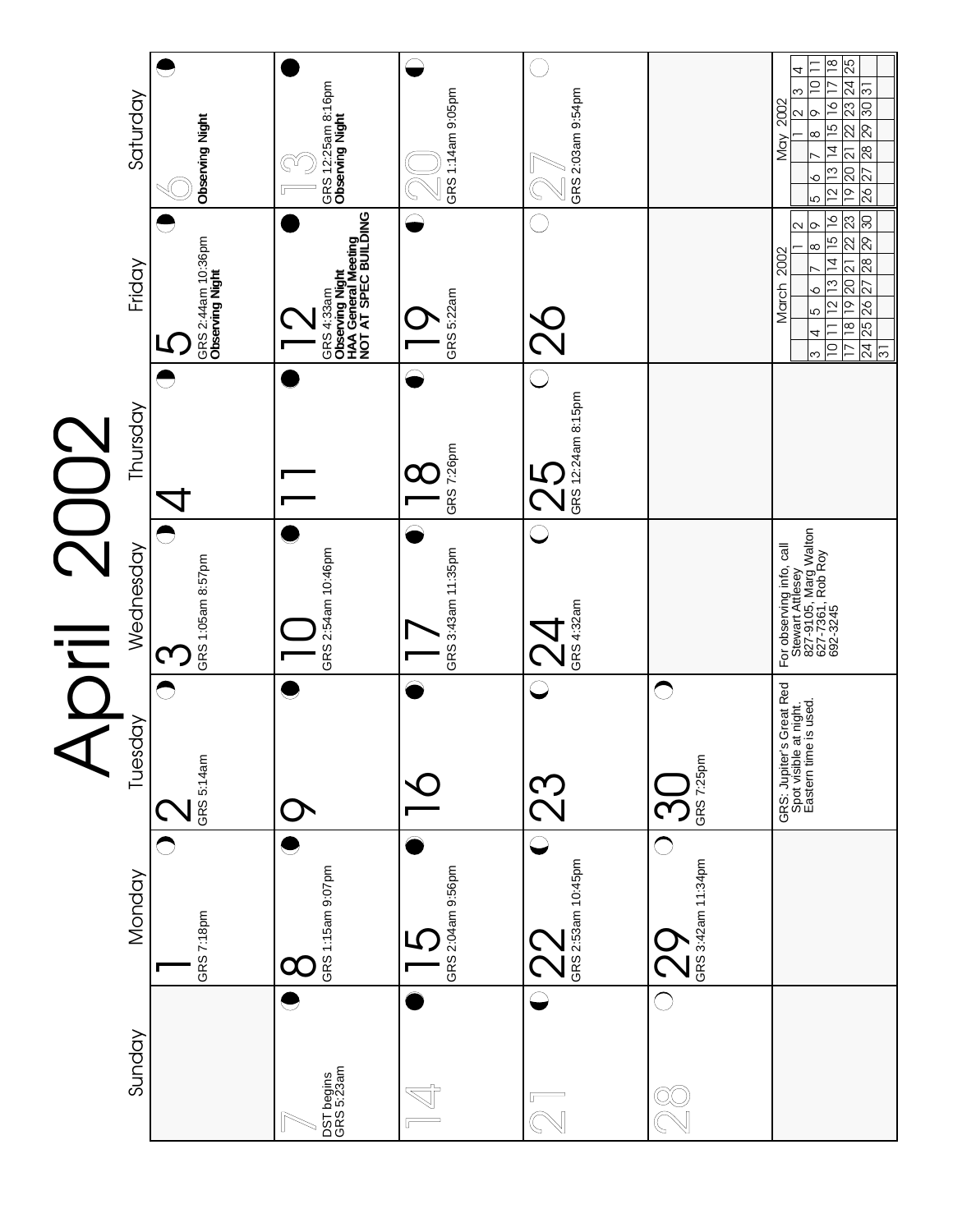# April 2002

| Sunday | Monday | Tuesday | Wednesday | Thursday | Friday | Saturday |
|---|---|---|---|---|---|---|
| | 1 GRS 7:18pm | 2 GRS 5:14am | 3 GRS 1:05am 8:57pm | 4 | 5 GRS 2:44am 10:36pm **Observing Night** | 6 **Observing Night** |
| 7 DST begins GRS 5:23am | 8 GRS 1:15am 9:07pm | 9 | 10 GRS 2:54am 10:46pm | 11 | 12 GRS 4:33am **Observing Night** **HAA General Meeting** **NOT AT SPEC BUILDING** | 13 GRS 12:25am 8:16pm **Observing Night** |
| 14 | 15 GRS 2:04am 9:56pm | 16 | 17 GRS 3:43am 11:35pm | 18 GRS 7:26pm | 19 GRS 5:22am | 20 GRS 1:14am 9:05pm |
| 21 | 22 GRS 2:53am 10:45pm | 23 | 24 GRS 4:32am | 25 GRS 12:24am 8:15pm | 26 | 27 GRS 2:03am 9:54pm |
| 28 | 29 GRS 3:42am 11:34pm | 30 GRS 7:25pm | | | | |
| | | GRS: Jupiter's Great Red Spot visible at night. Eastern time is used. | For observing info, call Stewart Attlesey 827-9105, Marg Walton 627-7361, Rob Roy 692-3245 | | March 2002 | May 2002 |

**March 2002**

| | | | | | | |
|---|---|---|---|---|---|---|
| | | | | | 1 | 2 |
| 3 | 4 | 5 | 6 | 7 | 8 | 9 |
| 10 | 11 | 12 | 13 | 14 | 15 | 16 |
| 17 | 18 | 19 | 20 | 21 | 22 | 23 |
| 24 | 25 | 26 | 27 | 28 | 29 | 30 |
| 31 | | | | | | |

**May 2002**

| | | | | | | |
|---|---|---|---|---|---|---|
| | | | 1 | 2 | 3 | 4 |
| 5 | 6 | 7 | 8 | 9 | 10 | 11 |
| 12 | 13 | 14 | 15 | 16 | 17 | 18 |
| 19 | 20 | 21 | 22 | 23 | 24 | 25 |
| 26 | 27 | 28 | 29 | 30 | 31 | |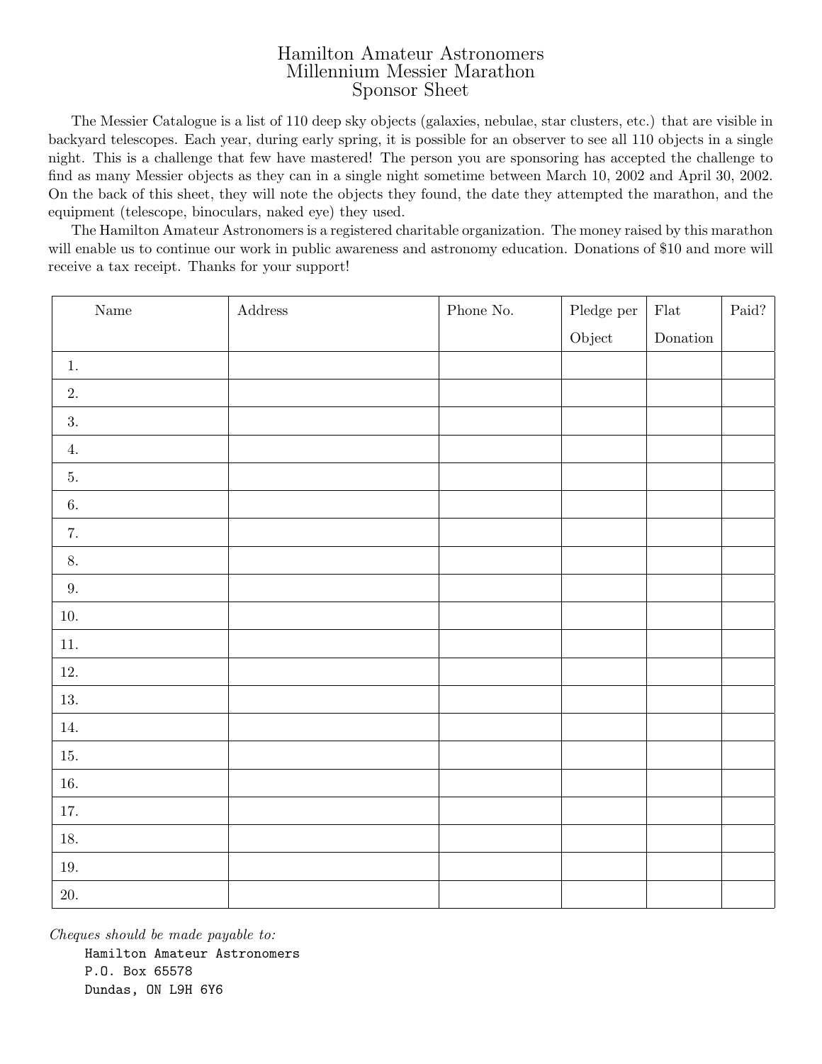# Hamilton Amateur Astronomers
## Millennium Messier Marathon
## Sponsor Sheet

The Messier Catalogue is a list of 110 deep sky objects (galaxies, nebulae, star clusters, etc.) that are visible in backyard telescopes. Each year, during early spring, it is possible for an observer to see all 110 objects in a single night. This is a challenge that few have mastered! The person you are sponsoring has accepted the challenge to find as many Messier objects as they can in a single night sometime between March 10, 2002 and April 30, 2002. On the back of this sheet, they will note the objects they found, the date they attempted the marathon, and the equipment (telescope, binoculars, naked eye) they used.

The Hamilton Amateur Astronomers is a registered charitable organization. The money raised by this marathon will enable us to continue our work in public awareness and astronomy education. Donations of $10 and more will receive a tax receipt. Thanks for your support!

| Name | Address | Phone No. | Pledge per Object | Flat Donation | Paid? |
|---|---|---|---|---|---|
| 1. | | | | | |
| 2. | | | | | |
| 3. | | | | | |
| 4. | | | | | |
| 5. | | | | | |
| 6. | | | | | |
| 7. | | | | | |
| 8. | | | | | |
| 9. | | | | | |
| 10. | | | | | |
| 11. | | | | | |
| 12. | | | | | |
| 13. | | | | | |
| 14. | | | | | |
| 15. | | | | | |
| 16. | | | | | |
| 17. | | | | | |
| 18. | | | | | |
| 19. | | | | | |
| 20. | | | | | |

*Cheques should be made payable to:*

```
Hamilton Amateur Astronomers
P.O. Box 65578
Dundas, ON L9H 6Y6
```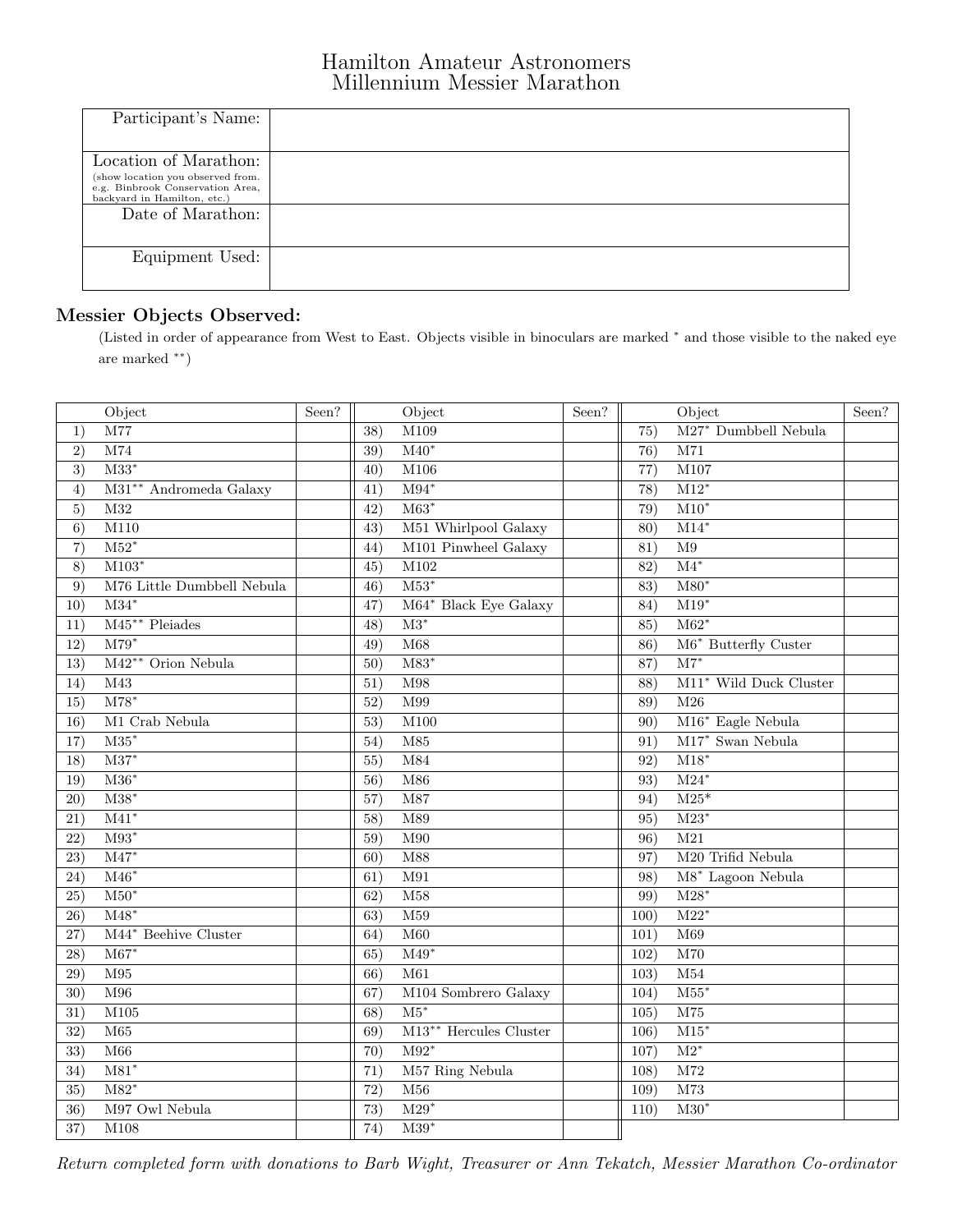# Hamilton Amateur Astronomers
# Millennium Messier Marathon

| | |
|---|---|
| Participant's Name: | |
| Location of Marathon: (show location you observed from. e.g. Binbrook Conservation Area, backyard in Hamilton, etc.) | |
| Date of Marathon: | |
| Equipment Used: | |

### Messier Objects Observed:

(Listed in order of appearance from West to East. Objects visible in binoculars are marked * and those visible to the naked eye are marked **)

| | Object | Seen? | | Object | Seen? | | Object | Seen? |
|---|---|---|---|---|---|---|---|---|
| 1) | M77 | | 38) | M109 | | 75) | M27* Dumbbell Nebula | |
| 2) | M74 | | 39) | M40* | | 76) | M71 | |
| 3) | M33* | | 40) | M106 | | 77) | M107 | |
| 4) | M31** Andromeda Galaxy | | 41) | M94* | | 78) | M12* | |
| 5) | M32 | | 42) | M63* | | 79) | M10* | |
| 6) | M110 | | 43) | M51 Whirlpool Galaxy | | 80) | M14* | |
| 7) | M52* | | 44) | M101 Pinwheel Galaxy | | 81) | M9 | |
| 8) | M103* | | 45) | M102 | | 82) | M4* | |
| 9) | M76 Little Dumbbell Nebula | | 46) | M53* | | 83) | M80* | |
| 10) | M34* | | 47) | M64* Black Eye Galaxy | | 84) | M19* | |
| 11) | M45** Pleiades | | 48) | M3* | | 85) | M62* | |
| 12) | M79* | | 49) | M68 | | 86) | M6* Butterfly Custer | |
| 13) | M42** Orion Nebula | | 50) | M83* | | 87) | M7* | |
| 14) | M43 | | 51) | M98 | | 88) | M11* Wild Duck Cluster | |
| 15) | M78* | | 52) | M99 | | 89) | M26 | |
| 16) | M1 Crab Nebula | | 53) | M100 | | 90) | M16* Eagle Nebula | |
| 17) | M35* | | 54) | M85 | | 91) | M17* Swan Nebula | |
| 18) | M37* | | 55) | M84 | | 92) | M18* | |
| 19) | M36* | | 56) | M86 | | 93) | M24* | |
| 20) | M38* | | 57) | M87 | | 94) | M25* | |
| 21) | M41* | | 58) | M89 | | 95) | M23* | |
| 22) | M93* | | 59) | M90 | | 96) | M21 | |
| 23) | M47* | | 60) | M88 | | 97) | M20 Trifid Nebula | |
| 24) | M46* | | 61) | M91 | | 98) | M8* Lagoon Nebula | |
| 25) | M50* | | 62) | M58 | | 99) | M28* | |
| 26) | M48* | | 63) | M59 | | 100) | M22* | |
| 27) | M44* Beehive Cluster | | 64) | M60 | | 101) | M69 | |
| 28) | M67* | | 65) | M49* | | 102) | M70 | |
| 29) | M95 | | 66) | M61 | | 103) | M54 | |
| 30) | M96 | | 67) | M104 Sombrero Galaxy | | 104) | M55* | |
| 31) | M105 | | 68) | M5* | | 105) | M75 | |
| 32) | M65 | | 69) | M13** Hercules Cluster | | 106) | M15* | |
| 33) | M66 | | 70) | M92* | | 107) | M2* | |
| 34) | M81* | | 71) | M57 Ring Nebula | | 108) | M72 | |
| 35) | M82* | | 72) | M56 | | 109) | M73 | |
| 36) | M97 Owl Nebula | | 73) | M29* | | 110) | M30* | |
| 37) | M108 | | 74) | M39* | | | | |

*Return completed form with donations to Barb Wight, Treasurer or Ann Tekatch, Messier Marathon Co-ordinator*